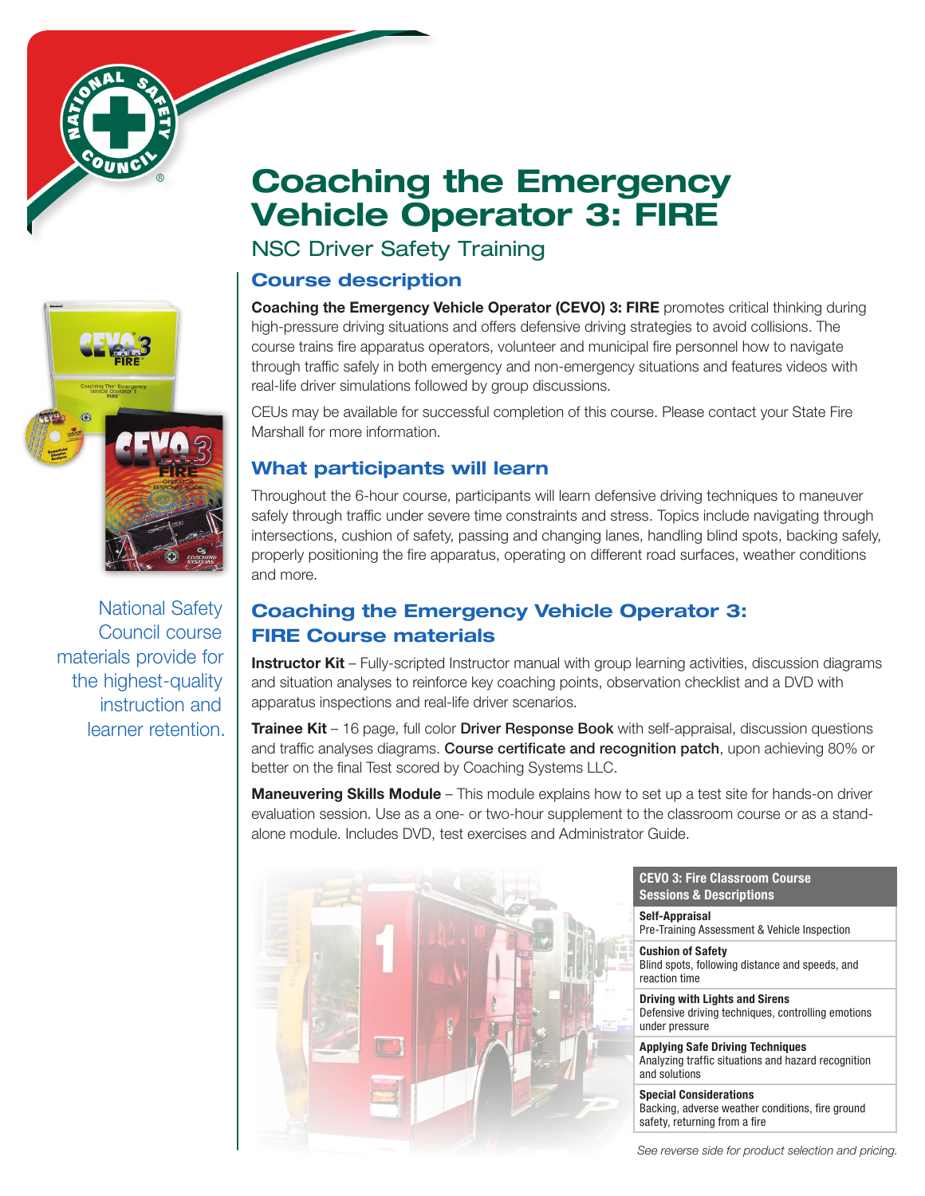# Coaching the Emergency Vehicle Operator 3: FIRE

NSC Driver Safety Training

National Safety Council course materials provide for the highest-quality instruction and learner retention.

## Course description

**Coaching the Emergency Vehicle Operator (CEVO) 3: FIRE** promotes critical thinking during high-pressure driving situations and offers defensive driving strategies to avoid collisions. The course trains fire apparatus operators, volunteer and municipal fire personnel how to navigate through traffic safely in both emergency and non-emergency situations and features videos with real-life driver simulations followed by group discussions.

CEUs may be available for successful completion of this course. Please contact your State Fire Marshall for more information.

## What participants will learn

Throughout the 6-hour course, participants will learn defensive driving techniques to maneuver safely through traffic under severe time constraints and stress. Topics include navigating through intersections, cushion of safety, passing and changing lanes, handling blind spots, backing safely, properly positioning the fire apparatus, operating on different road surfaces, weather conditions and more.

## Coaching the Emergency Vehicle Operator 3: FIRE Course materials

**Instructor Kit** – Fully-scripted Instructor manual with group learning activities, discussion diagrams and situation analyses to reinforce key coaching points, observation checklist and a DVD with apparatus inspections and real-life driver scenarios.

**Trainee Kit** – 16 page, full color **Driver Response Book** with self-appraisal, discussion questions and traffic analyses diagrams. **Course certificate and recognition patch**, upon achieving 80% or better on the final Test scored by Coaching Systems LLC.

**Maneuvering Skills Module** – This module explains how to set up a test site for hands-on driver evaluation session. Use as a one- or two-hour supplement to the classroom course or as a stand-alone module. Includes DVD, test exercises and Administrator Guide.

| CEVO 3: Fire Classroom Course Sessions & Descriptions |
|---|
| **Self-Appraisal**<br>Pre-Training Assessment & Vehicle Inspection |
| **Cushion of Safety**<br>Blind spots, following distance and speeds, and reaction time |
| **Driving with Lights and Sirens**<br>Defensive driving techniques, controlling emotions under pressure |
| **Applying Safe Driving Techniques**<br>Analyzing traffic situations and hazard recognition and solutions |
| **Special Considerations**<br>Backing, adverse weather conditions, fire ground safety, returning from a fire |

*See reverse side for product selection and pricing.*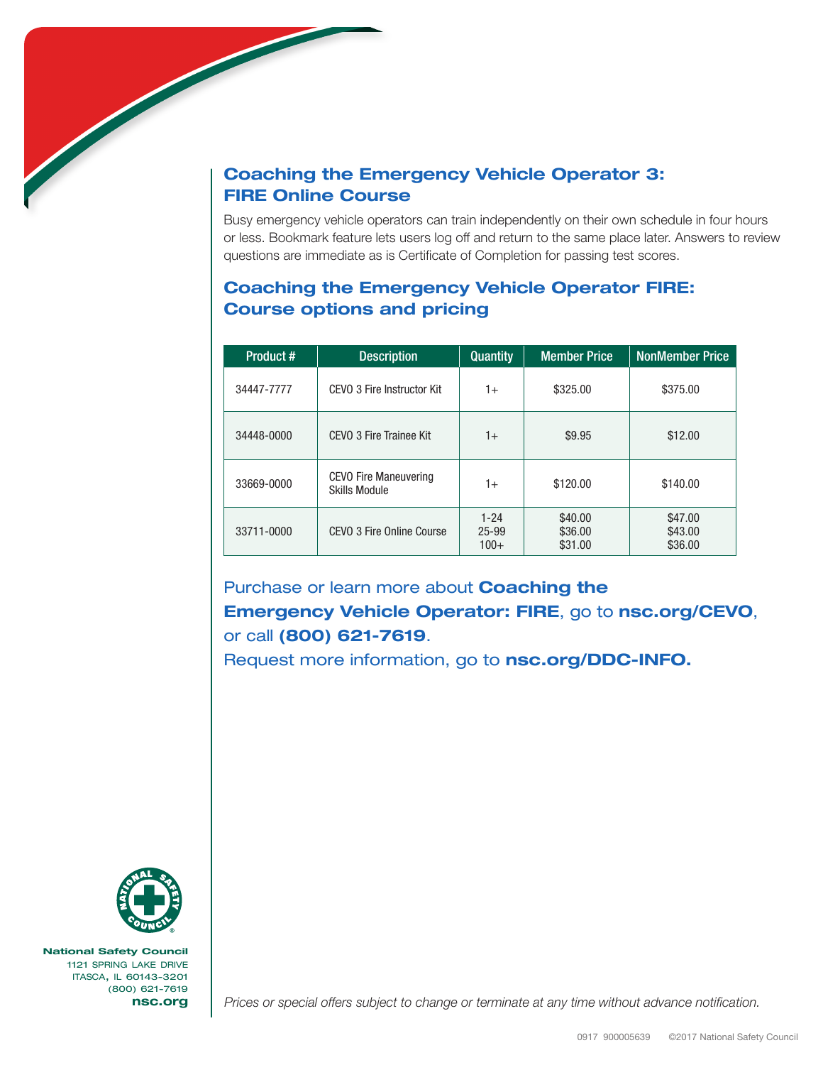## Coaching the Emergency Vehicle Operator 3: FIRE Online Course

Busy emergency vehicle operators can train independently on their own schedule in four hours or less. Bookmark feature lets users log off and return to the same place later. Answers to review questions are immediate as is Certificate of Completion for passing test scores.

## Coaching the Emergency Vehicle Operator FIRE: Course options and pricing

| Product # | Description | Quantity | Member Price | NonMember Price |
|---|---|---|---|---|
| 34447-7777 | CEVO 3 Fire Instructor Kit | 1+ | $325.00 | $375.00 |
| 34448-0000 | CEVO 3 Fire Trainee Kit | 1+ | $9.95 | $12.00 |
| 33669-0000 | CEVO Fire Maneuvering Skills Module | 1+ | $120.00 | $140.00 |
| 33711-0000 | CEVO 3 Fire Online Course | 1-24<br>25-99<br>100+ | $40.00<br>$36.00<br>$31.00 | $47.00<br>$43.00<br>$36.00 |

Purchase or learn more about **Coaching the Emergency Vehicle Operator: FIRE**, go to **nsc.org/CEVO**, or call **(800) 621-7619**.

Request more information, go to **nsc.org/DDC-INFO.**

**National Safety Council**
1121 SPRING LAKE DRIVE
ITASCA, IL 60143-3201
(800) 621-7619
**nsc.org**

*Prices or special offers subject to change or terminate at any time without advance notification.*

0917 900005639 ©2017 National Safety Council